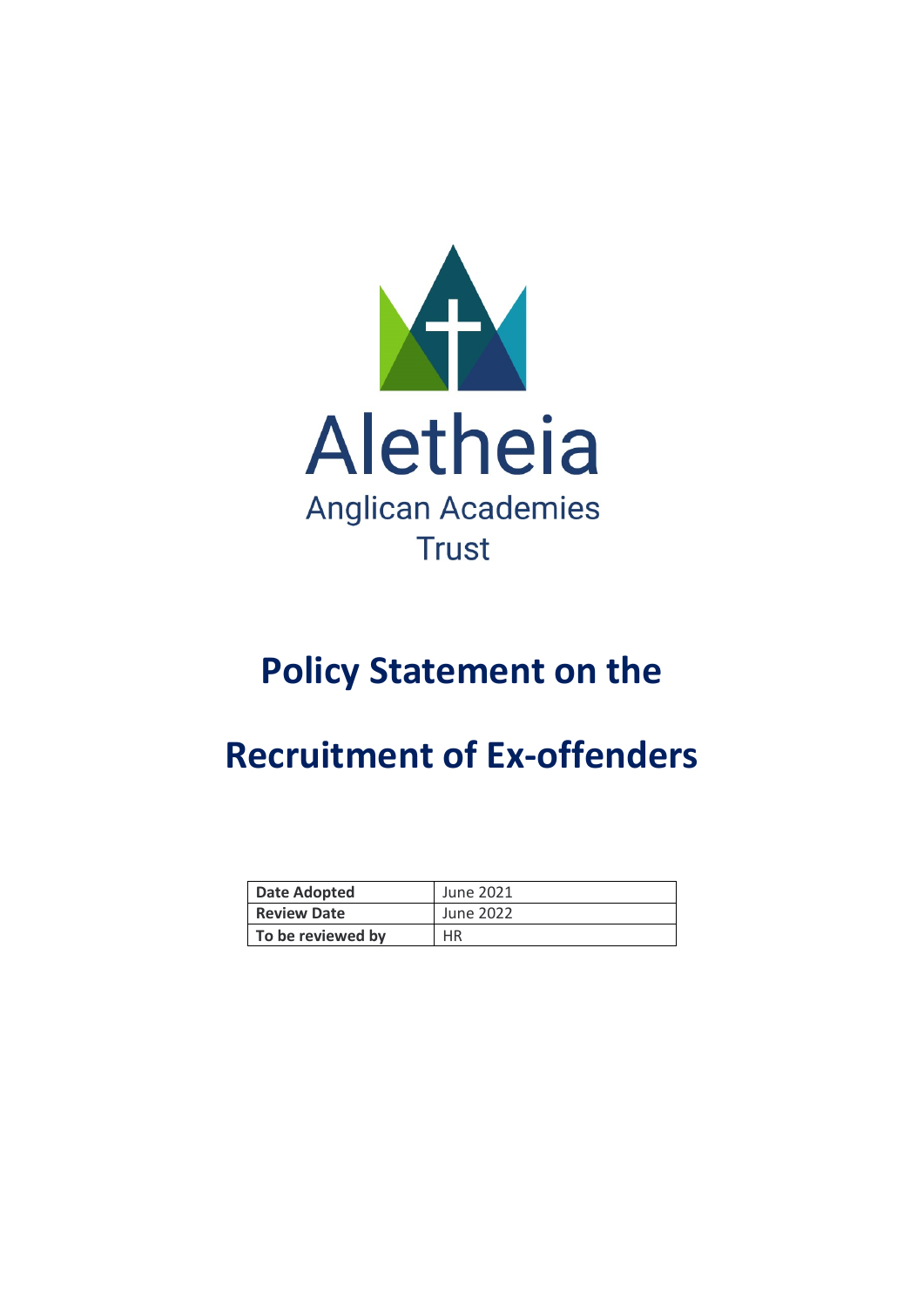Aletheia

Anglican Academies Trust

# Policy Statement on the Recruitment of Ex-offenders

| | |
|---|---|
| **Date Adopted** | June 2021 |
| **Review Date** | June 2022 |
| **To be reviewed by** | HR |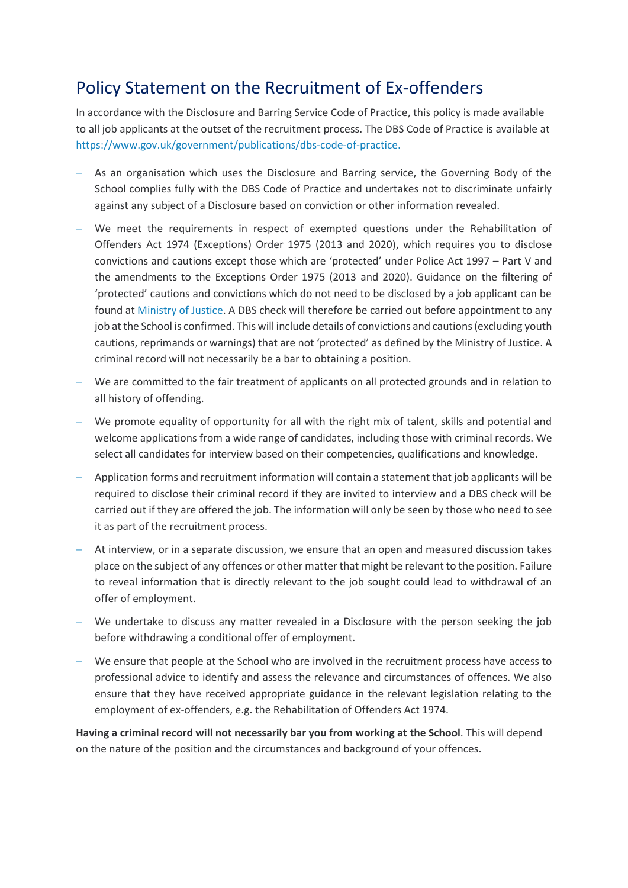# Policy Statement on the Recruitment of Ex-offenders

In accordance with the Disclosure and Barring Service Code of Practice, this policy is made available to all job applicants at the outset of the recruitment process. The DBS Code of Practice is available at https://www.gov.uk/government/publications/dbs-code-of-practice.

- As an organisation which uses the Disclosure and Barring service, the Governing Body of the School complies fully with the DBS Code of Practice and undertakes not to discriminate unfairly against any subject of a Disclosure based on conviction or other information revealed.
- We meet the requirements in respect of exempted questions under the Rehabilitation of Offenders Act 1974 (Exceptions) Order 1975 (2013 and 2020), which requires you to disclose convictions and cautions except those which are 'protected' under Police Act 1997 – Part V and the amendments to the Exceptions Order 1975 (2013 and 2020). Guidance on the filtering of 'protected' cautions and convictions which do not need to be disclosed by a job applicant can be found at Ministry of Justice. A DBS check will therefore be carried out before appointment to any job at the School is confirmed. This will include details of convictions and cautions (excluding youth cautions, reprimands or warnings) that are not 'protected' as defined by the Ministry of Justice. A criminal record will not necessarily be a bar to obtaining a position.
- We are committed to the fair treatment of applicants on all protected grounds and in relation to all history of offending.
- We promote equality of opportunity for all with the right mix of talent, skills and potential and welcome applications from a wide range of candidates, including those with criminal records. We select all candidates for interview based on their competencies, qualifications and knowledge.
- Application forms and recruitment information will contain a statement that job applicants will be required to disclose their criminal record if they are invited to interview and a DBS check will be carried out if they are offered the job. The information will only be seen by those who need to see it as part of the recruitment process.
- At interview, or in a separate discussion, we ensure that an open and measured discussion takes place on the subject of any offences or other matter that might be relevant to the position. Failure to reveal information that is directly relevant to the job sought could lead to withdrawal of an offer of employment.
- We undertake to discuss any matter revealed in a Disclosure with the person seeking the job before withdrawing a conditional offer of employment.
- We ensure that people at the School who are involved in the recruitment process have access to professional advice to identify and assess the relevance and circumstances of offences. We also ensure that they have received appropriate guidance in the relevant legislation relating to the employment of ex-offenders, e.g. the Rehabilitation of Offenders Act 1974.

**Having a criminal record will not necessarily bar you from working at the School**. This will depend on the nature of the position and the circumstances and background of your offences.